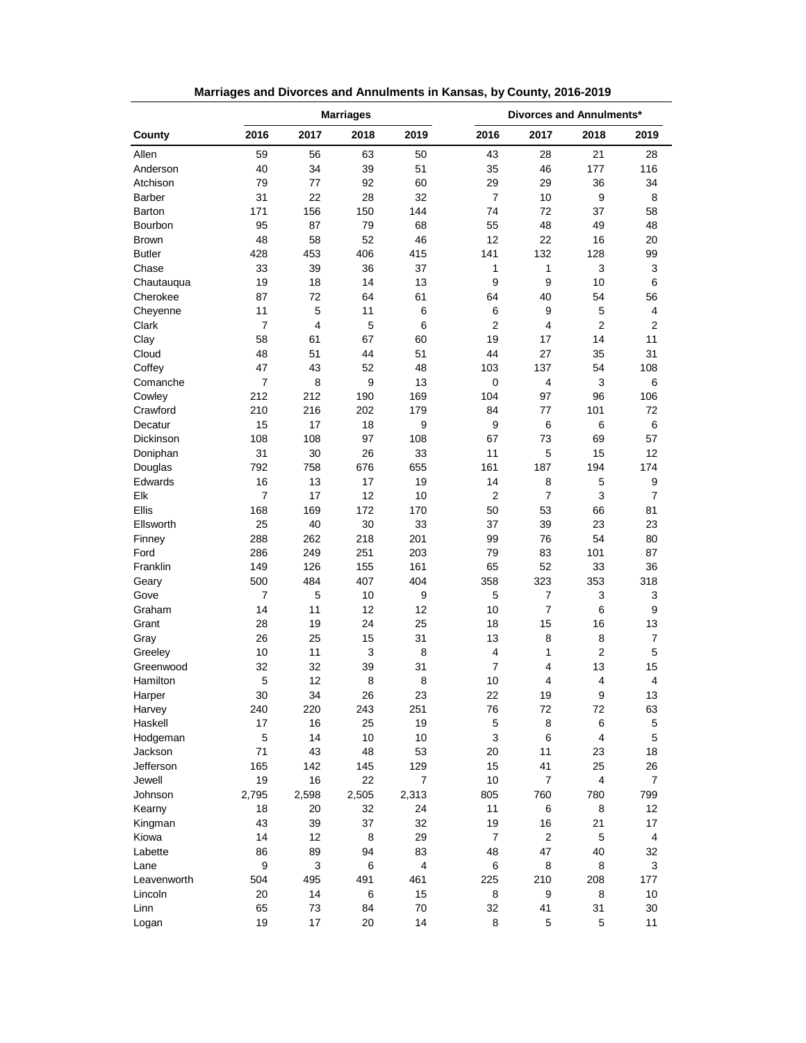# Marriages and Divorces and Annulments in Kansas, by County, 2016-2019

| County | Marriages | | | | Divorces and Annulments* | | | |
|---|---|---|---|---|---|---|---|---|
| | 2016 | 2017 | 2018 | 2019 | 2016 | 2017 | 2018 | 2019 |
| Allen | 59 | 56 | 63 | 50 | 43 | 28 | 21 | 28 |
| Anderson | 40 | 34 | 39 | 51 | 35 | 46 | 177 | 116 |
| Atchison | 79 | 77 | 92 | 60 | 29 | 29 | 36 | 34 |
| Barber | 31 | 22 | 28 | 32 | 7 | 10 | 9 | 8 |
| Barton | 171 | 156 | 150 | 144 | 74 | 72 | 37 | 58 |
| Bourbon | 95 | 87 | 79 | 68 | 55 | 48 | 49 | 48 |
| Brown | 48 | 58 | 52 | 46 | 12 | 22 | 16 | 20 |
| Butler | 428 | 453 | 406 | 415 | 141 | 132 | 128 | 99 |
| Chase | 33 | 39 | 36 | 37 | 1 | 1 | 3 | 3 |
| Chautauqua | 19 | 18 | 14 | 13 | 9 | 9 | 10 | 6 |
| Cherokee | 87 | 72 | 64 | 61 | 64 | 40 | 54 | 56 |
| Cheyenne | 11 | 5 | 11 | 6 | 6 | 9 | 5 | 4 |
| Clark | 7 | 4 | 5 | 6 | 2 | 4 | 2 | 2 |
| Clay | 58 | 61 | 67 | 60 | 19 | 17 | 14 | 11 |
| Cloud | 48 | 51 | 44 | 51 | 44 | 27 | 35 | 31 |
| Coffey | 47 | 43 | 52 | 48 | 103 | 137 | 54 | 108 |
| Comanche | 7 | 8 | 9 | 13 | 0 | 4 | 3 | 6 |
| Cowley | 212 | 212 | 190 | 169 | 104 | 97 | 96 | 106 |
| Crawford | 210 | 216 | 202 | 179 | 84 | 77 | 101 | 72 |
| Decatur | 15 | 17 | 18 | 9 | 9 | 6 | 6 | 6 |
| Dickinson | 108 | 108 | 97 | 108 | 67 | 73 | 69 | 57 |
| Doniphan | 31 | 30 | 26 | 33 | 11 | 5 | 15 | 12 |
| Douglas | 792 | 758 | 676 | 655 | 161 | 187 | 194 | 174 |
| Edwards | 16 | 13 | 17 | 19 | 14 | 8 | 5 | 9 |
| Elk | 7 | 17 | 12 | 10 | 2 | 7 | 3 | 7 |
| Ellis | 168 | 169 | 172 | 170 | 50 | 53 | 66 | 81 |
| Ellsworth | 25 | 40 | 30 | 33 | 37 | 39 | 23 | 23 |
| Finney | 288 | 262 | 218 | 201 | 99 | 76 | 54 | 80 |
| Ford | 286 | 249 | 251 | 203 | 79 | 83 | 101 | 87 |
| Franklin | 149 | 126 | 155 | 161 | 65 | 52 | 33 | 36 |
| Geary | 500 | 484 | 407 | 404 | 358 | 323 | 353 | 318 |
| Gove | 7 | 5 | 10 | 9 | 5 | 7 | 3 | 3 |
| Graham | 14 | 11 | 12 | 12 | 10 | 7 | 6 | 9 |
| Grant | 28 | 19 | 24 | 25 | 18 | 15 | 16 | 13 |
| Gray | 26 | 25 | 15 | 31 | 13 | 8 | 8 | 7 |
| Greeley | 10 | 11 | 3 | 8 | 4 | 1 | 2 | 5 |
| Greenwood | 32 | 32 | 39 | 31 | 7 | 4 | 13 | 15 |
| Hamilton | 5 | 12 | 8 | 8 | 10 | 4 | 4 | 4 |
| Harper | 30 | 34 | 26 | 23 | 22 | 19 | 9 | 13 |
| Harvey | 240 | 220 | 243 | 251 | 76 | 72 | 72 | 63 |
| Haskell | 17 | 16 | 25 | 19 | 5 | 8 | 6 | 5 |
| Hodgeman | 5 | 14 | 10 | 10 | 3 | 6 | 4 | 5 |
| Jackson | 71 | 43 | 48 | 53 | 20 | 11 | 23 | 18 |
| Jefferson | 165 | 142 | 145 | 129 | 15 | 41 | 25 | 26 |
| Jewell | 19 | 16 | 22 | 7 | 10 | 7 | 4 | 7 |
| Johnson | 2,795 | 2,598 | 2,505 | 2,313 | 805 | 760 | 780 | 799 |
| Kearny | 18 | 20 | 32 | 24 | 11 | 6 | 8 | 12 |
| Kingman | 43 | 39 | 37 | 32 | 19 | 16 | 21 | 17 |
| Kiowa | 14 | 12 | 8 | 29 | 7 | 2 | 5 | 4 |
| Labette | 86 | 89 | 94 | 83 | 48 | 47 | 40 | 32 |
| Lane | 9 | 3 | 6 | 4 | 6 | 8 | 8 | 3 |
| Leavenworth | 504 | 495 | 491 | 461 | 225 | 210 | 208 | 177 |
| Lincoln | 20 | 14 | 6 | 15 | 8 | 9 | 8 | 10 |
| Linn | 65 | 73 | 84 | 70 | 32 | 41 | 31 | 30 |
| Logan | 19 | 17 | 20 | 14 | 8 | 5 | 5 | 11 |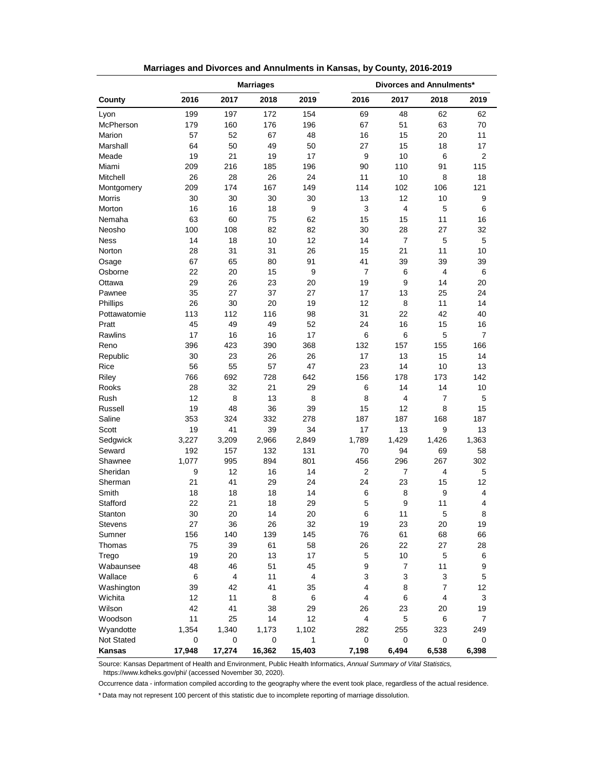## Marriages and Divorces and Annulments in Kansas, by County, 2016-2019

| | Marriages | | | | Divorces and Annulments* | | | |
|---|---|---|---|---|---|---|---|---|
| County | 2016 | 2017 | 2018 | 2019 | 2016 | 2017 | 2018 | 2019 |
| Lyon | 199 | 197 | 172 | 154 | 69 | 48 | 62 | 62 |
| McPherson | 179 | 160 | 176 | 196 | 67 | 51 | 63 | 70 |
| Marion | 57 | 52 | 67 | 48 | 16 | 15 | 20 | 11 |
| Marshall | 64 | 50 | 49 | 50 | 27 | 15 | 18 | 17 |
| Meade | 19 | 21 | 19 | 17 | 9 | 10 | 6 | 2 |
| Miami | 209 | 216 | 185 | 196 | 90 | 110 | 91 | 115 |
| Mitchell | 26 | 28 | 26 | 24 | 11 | 10 | 8 | 18 |
| Montgomery | 209 | 174 | 167 | 149 | 114 | 102 | 106 | 121 |
| Morris | 30 | 30 | 30 | 30 | 13 | 12 | 10 | 9 |
| Morton | 16 | 16 | 18 | 9 | 3 | 4 | 5 | 6 |
| Nemaha | 63 | 60 | 75 | 62 | 15 | 15 | 11 | 16 |
| Neosho | 100 | 108 | 82 | 82 | 30 | 28 | 27 | 32 |
| Ness | 14 | 18 | 10 | 12 | 14 | 7 | 5 | 5 |
| Norton | 28 | 31 | 31 | 26 | 15 | 21 | 11 | 10 |
| Osage | 67 | 65 | 80 | 91 | 41 | 39 | 39 | 39 |
| Osborne | 22 | 20 | 15 | 9 | 7 | 6 | 4 | 6 |
| Ottawa | 29 | 26 | 23 | 20 | 19 | 9 | 14 | 20 |
| Pawnee | 35 | 27 | 37 | 27 | 17 | 13 | 25 | 24 |
| Phillips | 26 | 30 | 20 | 19 | 12 | 8 | 11 | 14 |
| Pottawatomie | 113 | 112 | 116 | 98 | 31 | 22 | 42 | 40 |
| Pratt | 45 | 49 | 49 | 52 | 24 | 16 | 15 | 16 |
| Rawlins | 17 | 16 | 16 | 17 | 6 | 6 | 5 | 7 |
| Reno | 396 | 423 | 390 | 368 | 132 | 157 | 155 | 166 |
| Republic | 30 | 23 | 26 | 26 | 17 | 13 | 15 | 14 |
| Rice | 56 | 55 | 57 | 47 | 23 | 14 | 10 | 13 |
| Riley | 766 | 692 | 728 | 642 | 156 | 178 | 173 | 142 |
| Rooks | 28 | 32 | 21 | 29 | 6 | 14 | 14 | 10 |
| Rush | 12 | 8 | 13 | 8 | 8 | 4 | 7 | 5 |
| Russell | 19 | 48 | 36 | 39 | 15 | 12 | 8 | 15 |
| Saline | 353 | 324 | 332 | 278 | 187 | 187 | 168 | 187 |
| Scott | 19 | 41 | 39 | 34 | 17 | 13 | 9 | 13 |
| Sedgwick | 3,227 | 3,209 | 2,966 | 2,849 | 1,789 | 1,429 | 1,426 | 1,363 |
| Seward | 192 | 157 | 132 | 131 | 70 | 94 | 69 | 58 |
| Shawnee | 1,077 | 995 | 894 | 801 | 456 | 296 | 267 | 302 |
| Sheridan | 9 | 12 | 16 | 14 | 2 | 7 | 4 | 5 |
| Sherman | 21 | 41 | 29 | 24 | 24 | 23 | 15 | 12 |
| Smith | 18 | 18 | 18 | 14 | 6 | 8 | 9 | 4 |
| Stafford | 22 | 21 | 18 | 29 | 5 | 9 | 11 | 4 |
| Stanton | 30 | 20 | 14 | 20 | 6 | 11 | 5 | 8 |
| Stevens | 27 | 36 | 26 | 32 | 19 | 23 | 20 | 19 |
| Sumner | 156 | 140 | 139 | 145 | 76 | 61 | 68 | 66 |
| Thomas | 75 | 39 | 61 | 58 | 26 | 22 | 27 | 28 |
| Trego | 19 | 20 | 13 | 17 | 5 | 10 | 5 | 6 |
| Wabaunsee | 48 | 46 | 51 | 45 | 9 | 7 | 11 | 9 |
| Wallace | 6 | 4 | 11 | 4 | 3 | 3 | 3 | 5 |
| Washington | 39 | 42 | 41 | 35 | 4 | 8 | 7 | 12 |
| Wichita | 12 | 11 | 8 | 6 | 4 | 6 | 4 | 3 |
| Wilson | 42 | 41 | 38 | 29 | 26 | 23 | 20 | 19 |
| Woodson | 11 | 25 | 14 | 12 | 4 | 5 | 6 | 7 |
| Wyandotte | 1,354 | 1,340 | 1,173 | 1,102 | 282 | 255 | 323 | 249 |
| Not Stated | 0 | 0 | 0 | 1 | 0 | 0 | 0 | 0 |
| **Kansas** | **17,948** | **17,274** | **16,362** | **15,403** | **7,198** | **6,494** | **6,538** | **6,398** |

Source: Kansas Department of Health and Environment, Public Health Informatics, *Annual Summary of Vital Statistics,* https://www.kdheks.gov/phi/ (accessed November 30, 2020).

Occurrence data - information compiled according to the geography where the event took place, regardless of the actual residence.

* Data may not represent 100 percent of this statistic due to incomplete reporting of marriage dissolution.